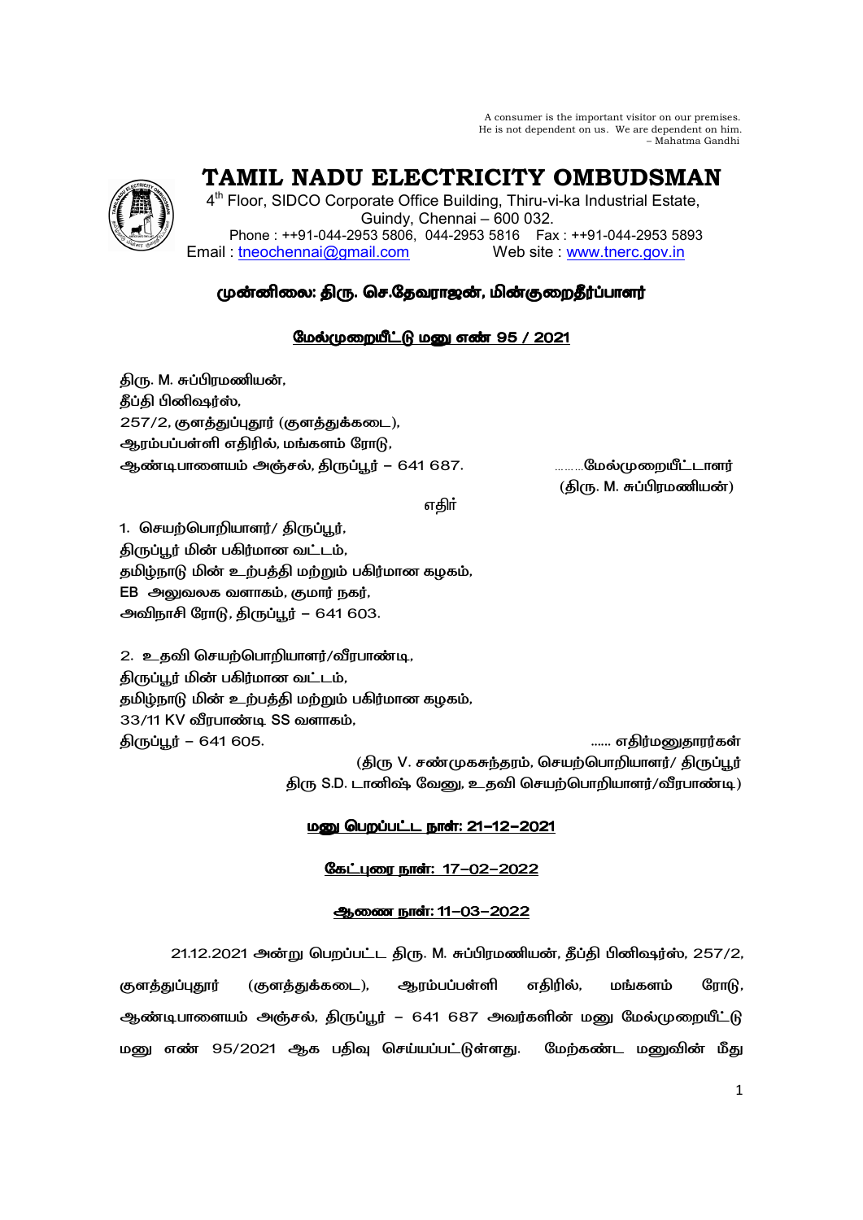A consumer is the important visitor on our premises.
He is not dependent on us. We are dependent on him.
– Mahatma Gandhi

# TAMIL NADU ELECTRICITY OMBUDSMAN

4th Floor, SIDCO Corporate Office Building, Thiru-vi-ka Industrial Estate,
Guindy, Chennai – 600 032.
Phone : ++91-044-2953 5806, 044-2953 5816 Fax : ++91-044-2953 5893
Email : tneochennai@gmail.com Web site : www.tnerc.gov.in

**முன்னிலை: திரு. செ.தேவராஜன், மின்குறைதீர்ப்பாளர்**

**மேல்முறையீட்டு மனு எண் 95 / 2021**

திரு. M. சுப்பிரமணியன்,
தீப்தி பினிஷர்ஸ்,
257/2, குளத்துப்புதூர் (குளத்துக்கடை),
ஆரம்பப்பள்ளி எதிரில், மங்களம் ரோடு,
ஆண்டிபாளையம் அஞ்சல், திருப்பூர் – 641 687. ………மேல்முறையீட்டாளர்
(திரு. M. சுப்பிரமணியன்)

எதிர்

1. செயற்பொறியாளர்/ திருப்பூர்,
திருப்பூர் மின் பகிர்மான வட்டம்,
தமிழ்நாடு மின் உற்பத்தி மற்றும் பகிர்மான கழகம்,
EB அலுவலக வளாகம், குமார் நகர்,
அவிநாசி ரோடு, திருப்பூர் – 641 603.

2. உதவி செயற்பொறியாளர்/வீரபாண்டி,
திருப்பூர் மின் பகிர்மான வட்டம்,
தமிழ்நாடு மின் உற்பத்தி மற்றும் பகிர்மான கழகம்,
33/11 KV வீரபாண்டி SS வளாகம்,
திருப்பூர் – 641 605. ...... எதிர்மனுதாரர்கள்
(திரு V. சண்முகசுந்தரம், செயற்பொறியாளர்/ திருப்பூர்
திரு S.D. டானிஷ் வேனு, உதவி செயற்பொறியாளர்/வீரபாண்டி)

**மனு பெறப்பட்ட நாள்: 21-12-2021**

**கேட்புரை நாள்: 17-02-2022**

**ஆணை நாள்: 11-03-2022**

21.12.2021 அன்று பெறப்பட்ட திரு. M. சுப்பிரமணியன், தீப்தி பினிஷர்ஸ், 257/2, குளத்துப்புதூர் (குளத்துக்கடை), ஆரம்பப்பள்ளி எதிரில், மங்களம் ரோடு, ஆண்டிபாளையம் அஞ்சல், திருப்பூர் – 641 687 அவர்களின் மனு மேல்முறையீட்டு மனு எண் 95/2021 ஆக பதிவு செய்யப்பட்டுள்ளது. மேற்கண்ட மனுவின் மீது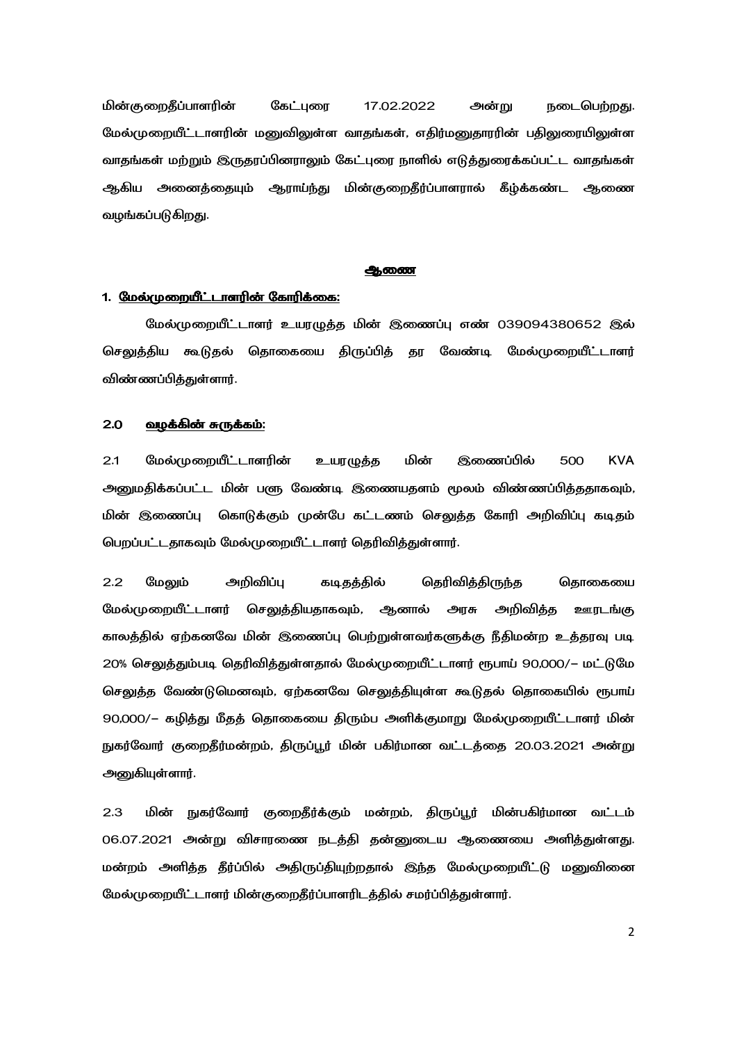மின்குறைதீப்பாளரின் கேட்புரை 17.02.2022 அன்று நடைபெற்றது. மேல்முறையீட்டாளரின் மனுவிலுள்ள வாதங்கள், எதிர்மனுதாரரின் பதிலுரையிலுள்ள வாதங்கள் மற்றும் இருதரப்பினராலும் கேட்புரை நாளில் எடுத்துரைக்கப்பட்ட வாதங்கள் ஆகிய அனைத்தையும் ஆராய்ந்து மின்குறைதீர்ப்பாளரால் கீழ்க்கண்ட ஆணை வழங்கப்படுகிறது.

## ஆணை

### 1. மேல்முறையீட்டாளரின் கோரிக்கை:

மேல்முறையீட்டாளர் உயரழுத்த மின் இணைப்பு எண் 039094380652 இல் செலுத்திய கூடுதல் தொகையை திருப்பித் தர வேண்டி மேல்முறையீட்டாளர் விண்ணப்பித்துள்ளார்.

### 2.0 வழக்கின் சுருக்கம்:

2.1 மேல்முறையீட்டாளரின் உயரழுத்த மின் இணைப்பில் 500 KVA அனுமதிக்கப்பட்ட மின் பளு வேண்டி இணையதளம் மூலம் விண்ணப்பித்ததாகவும், மின் இணைப்பு கொடுக்கும் முன்பே கட்டணம் செலுத்த கோரி அறிவிப்பு கடிதம் பெறப்பட்டதாகவும் மேல்முறையீட்டாளர் தெரிவித்துள்ளார்.

2.2 மேலும் அறிவிப்பு கடிதத்தில் தெரிவித்திருந்த தொகையை மேல்முறையீட்டாளர் செலுத்தியதாகவும், ஆனால் அரசு அறிவித்த ஊரடங்கு காலத்தில் ஏற்கனவே மின் இணைப்பு பெற்றுள்ளவர்களுக்கு நீதிமன்ற உத்தரவு படி 20% செலுத்தும்படி தெரிவித்துள்ளதால் மேல்முறையீட்டாளர் ரூபாய் 90,000/- மட்டுமே செலுத்த வேண்டுமெனவும், ஏற்கனவே செலுத்தியுள்ள கூடுதல் தொகையில் ரூபாய் 90,000/- கழித்து மீதத் தொகையை திரும்ப அளிக்குமாறு மேல்முறையீட்டாளர் மின் நுகர்வோர் குறைதீர்மன்றம், திருப்பூர் மின் பகிர்மான வட்டத்தை 20.03.2021 அன்று அனுகியுள்ளார்.

2.3 மின் நுகர்வோர் குறைதீர்க்கும் மன்றம், திருப்பூர் மின்பகிர்மான வட்டம் 06.07.2021 அன்று விசாரணை நடத்தி தன்னுடைய ஆணையை அளித்துள்ளது. மன்றம் அளித்த தீர்ப்பில் அதிருப்தியுற்றதால் இந்த மேல்முறையீட்டு மனுவினை மேல்முறையீட்டாளர் மின்குறைதீர்ப்பாளரிடத்தில் சமர்ப்பித்துள்ளார்.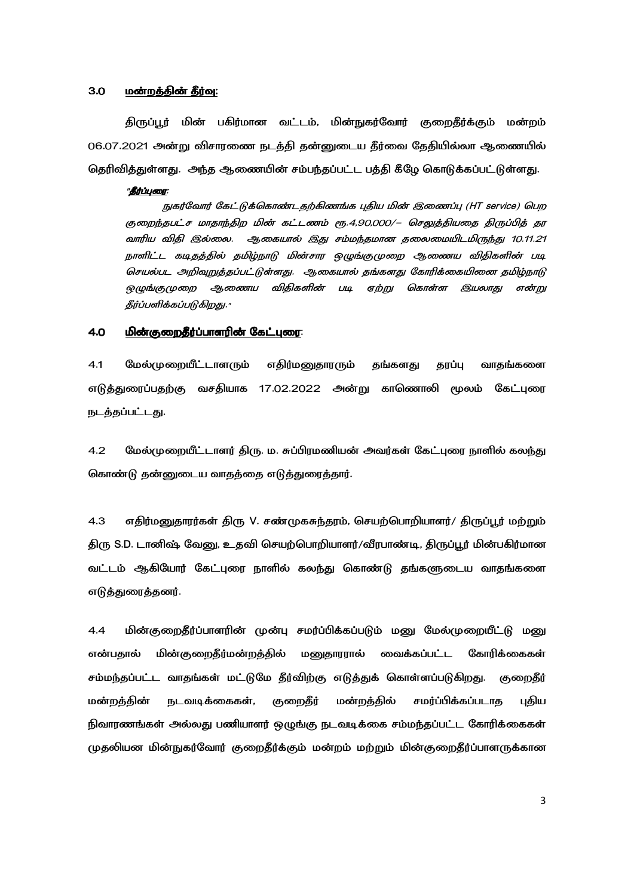## 3.0 **<u>மன்றத்தின் தீர்வு:</u>**

திருப்பூர் மின் பகிர்மான வட்டம், மின்நுகர்வோர் குறைதீர்க்கும் மன்றம் 06.07.2021 அன்று விசாரணை நடத்தி தன்னுடைய தீர்வை தேதியில்லா ஆணையில் தெரிவித்துள்ளது. அந்த ஆணையின் சம்பந்தப்பட்ட பத்தி கீழே கொடுக்கப்பட்டுள்ளது.

*"**<u>தீர்ப்புரை</u>**:*

*நுகர்வோர் கேட்டுக்கொண்டதற்கிணங்க புதிய மின் இணைப்பு (HT service) பெற குறைந்தபட்ச மாதாந்திர மின் கட்டணம் ரூ.4,90,000/– செலுத்தியதை திருப்பித் தர வாரிய விதி இல்லை. ஆகையால் இது சம்மந்தமான தலைமையிடமிருந்து 10.11.21 நாளிட்ட கடிதத்தில் தமிழ்நாடு மின்சார ஒழுங்குமுறை ஆணைய விதிகளின் படி செயல்பட அறிவுறுத்தப்பட்டுள்ளது. ஆகையால் தங்களது கோரிக்கையினை தமிழ்நாடு ஒழுங்குமுறை ஆணைய விதிகளின் படி ஏற்று கொள்ள இயலாது என்று தீர்ப்பளிக்கப்படுகிறது."*

## 4.0 **<u>மின்குறைதீர்ப்பாளரின் கேட்புரை</u>**:

4.1 மேல்முறையீட்டாளரும் எதிர்மனுதாரரும் தங்களது தரப்பு வாதங்களை எடுத்துரைப்பதற்கு வசதியாக 17.02.2022 அன்று காணொலி மூலம் கேட்புரை நடத்தப்பட்டது.

4.2 மேல்முறையீட்டாளர் திரு. ம. சுப்பிரமணியன் அவர்கள் கேட்புரை நாளில் கலந்து கொண்டு தன்னுடைய வாதத்தை எடுத்துரைத்தார்.

4.3 எதிர்மனுதாரர்கள் திரு V. சண்முகசுந்தரம், செயற்பொறியாளர்/ திருப்பூர் மற்றும் திரு S.D. டானிஷ் வேனு, உதவி செயற்பொறியாளர்/வீரபாண்டி, திருப்பூர் மின்பகிர்மான வட்டம் ஆகியோர் கேட்புரை நாளில் கலந்து கொண்டு தங்களுடைய வாதங்களை எடுத்துரைத்தனர்.

4.4 மின்குறைதீர்ப்பாளரின் முன்பு சமர்ப்பிக்கப்படும் மனு மேல்முறையீட்டு மனு என்பதால் மின்குறைதீர்மன்றத்தில் மனுதாரரால் வைக்கப்பட்ட கோரிக்கைகள் சம்பந்தப்பட்ட வாதங்கள் மட்டுமே தீர்விற்கு எடுத்துக் கொள்ளப்படுகிறது. குறைதீர் மன்றத்தின் நடவடிக்கைகள், குறைதீர் மன்றத்தில் சமர்ப்பிக்கப்படாத புதிய நிவாரணங்கள் அல்லது பணியாளர் ஒழுங்கு நடவடிக்கை சம்பந்தப்பட்ட கோரிக்கைகள் முதலியன மின்நுகர்வோர் குறைதீர்க்கும் மன்றம் மற்றும் மின்குறைதீர்ப்பாளருக்கான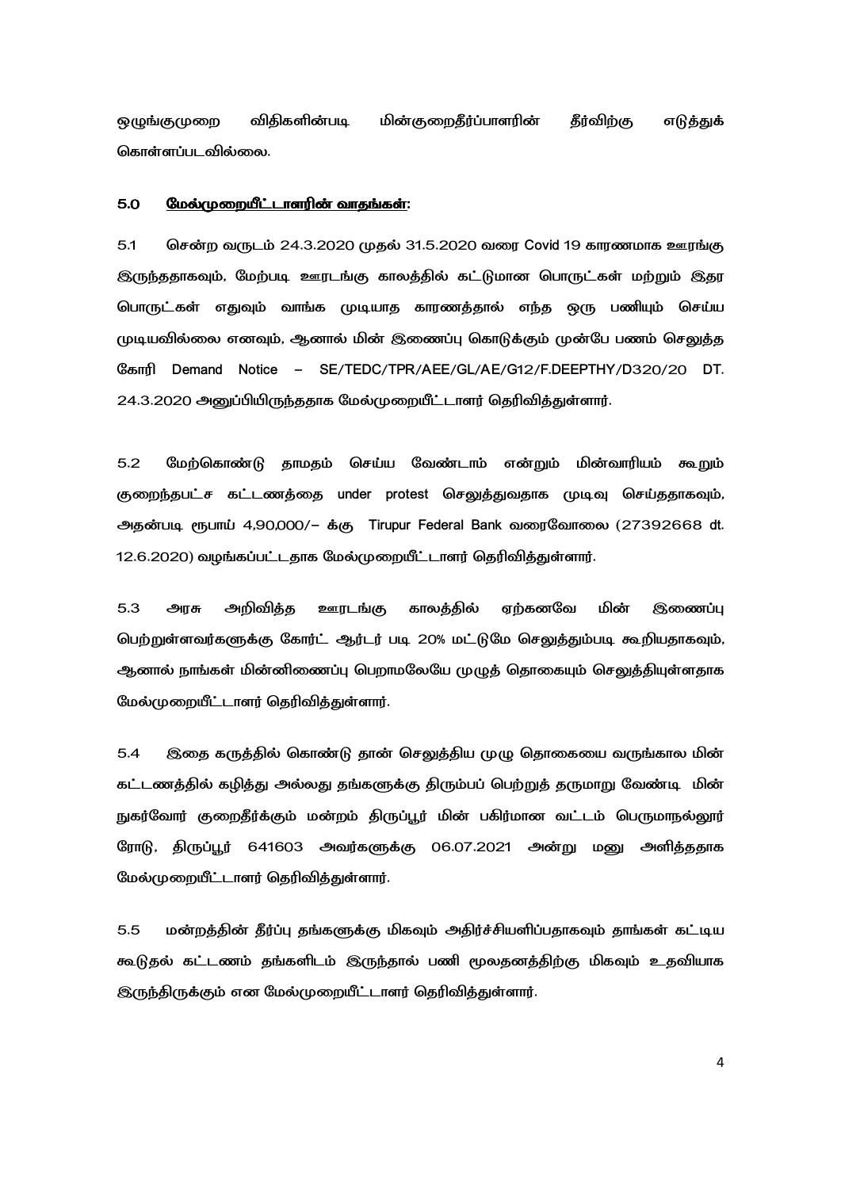ஒழுங்குமுறை விதிகளின்படி மின்குறைதீர்ப்பாளரின் தீர்விற்கு எடுத்துக் கொள்ளப்படவில்லை.

### 5.0 <u>மேல்முறையீட்டாளரின் வாதங்கள்:</u>

5.1 சென்ற வருடம் 24.3.2020 முதல் 31.5.2020 வரை Covid 19 காரணமாக ஊரங்கு இருந்ததாகவும், மேற்படி ஊரடங்கு காலத்தில் கட்டுமான பொருட்கள் மற்றும் இதர பொருட்கள் எதுவும் வாங்க முடியாத காரணத்தால் எந்த ஒரு பணியும் செய்ய முடியவில்லை எனவும், ஆனால் மின் இணைப்பு கொடுக்கும் முன்பே பணம் செலுத்த கோரி Demand Notice – SE/TEDC/TPR/AEE/GL/AE/G12/F.DEEPTHY/D320/20 DT. 24.3.2020 அனுப்பியிருந்ததாக மேல்முறையீட்டாளர் தெரிவித்துள்ளார்.

5.2 மேற்கொண்டு தாமதம் செய்ய வேண்டாம் என்றும் மின்வாரியம் கூறும் குறைந்தபட்ச கட்டணத்தை under protest செலுத்துவதாக முடிவு செய்ததாகவும், அதன்படி ரூபாய் 4,90,000/– க்கு Tirupur Federal Bank வரைவோலை (27392668 dt. 12.6.2020) வழங்கப்பட்டதாக மேல்முறையீட்டாளர் தெரிவித்துள்ளார்.

5.3 அரசு அறிவித்த ஊரடங்கு காலத்தில் ஏற்கனவே மின் இணைப்பு பெற்றுள்ளவர்களுக்கு கோர்ட் ஆர்டர் படி 20% மட்டுமே செலுத்தும்படி கூறியதாகவும், ஆனால் நாங்கள் மின்னிணைப்பு பெறாமலேயே முழுத் தொகையும் செலுத்தியுள்ளதாக மேல்முறையீட்டாளர் தெரிவித்துள்ளார்.

5.4 இதை கருத்தில் கொண்டு தான் செலுத்திய முழு தொகையை வருங்கால மின் கட்டணத்தில் கழித்து அல்லது தங்களுக்கு திரும்பப் பெற்றுத் தருமாறு வேண்டி மின் நுகர்வோர் குறைதீர்க்கும் மன்றம் திருப்பூர் மின் பகிர்மான வட்டம் பெருமாநல்லூர் ரோடு, திருப்பூர் 641603 அவர்களுக்கு 06.07.2021 அன்று மனு அளித்ததாக மேல்முறையீட்டாளர் தெரிவித்துள்ளார்.

5.5 மன்றத்தின் தீர்ப்பு தங்களுக்கு மிகவும் அதிர்ச்சியளிப்பதாகவும் தாங்கள் கட்டிய கூடுதல் கட்டணம் தங்களிடம் இருந்தால் பணி மூலதனத்திற்கு மிகவும் உதவியாக இருந்திருக்கும் என மேல்முறையீட்டாளர் தெரிவித்துள்ளார்.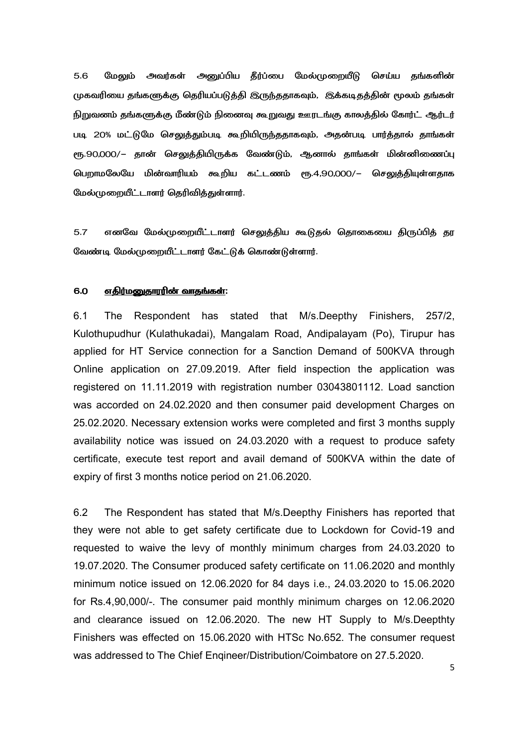5.6 மேலும் அவர்கள் அனுப்பிய தீர்ப்பை மேல்முறையீடு செய்ய தங்களின் முகவரியை தங்களுக்கு தெரியப்படுத்தி இருந்ததாகவும், இக்கடிதத்தின் மூலம் தங்கள் நிறுவனம் தங்களுக்கு மீண்டும் நினைவு கூறுவது ஊரடங்கு காலத்தில் கோர்ட் ஆர்டர் படி 20% மட்டுமே செலுத்தும்படி கூறியிருந்ததாகவும், அதன்படி பார்த்தால் தாங்கள் ரூ.90,000/- தான் செலுத்தியிருக்க வேண்டும், ஆனால் தாங்கள் மின்னிணைப்பு பெறாமலேயே மின்வாரியம் கூறிய கட்டணம் ரூ.4,90,000/- செலுத்தியுள்ளதாக மேல்முறையீட்டாளர் தெரிவித்துள்ளார்.

5.7 எனவே மேல்முறையீட்டாளர் செலுத்திய கூடுதல் தொகையை திருப்பித் தர வேண்டி மேல்முறையீட்டாளர் கேட்டுக் கொண்டுள்ளார்.

### 6.0 <u>எதிர்மனுதாரரின் வாதங்கள்:</u>

6.1 The Respondent has stated that M/s.Deepthy Finishers, 257/2, Kulothupudhur (Kulathukadai), Mangalam Road, Andipalayam (Po), Tirupur has applied for HT Service connection for a Sanction Demand of 500KVA through Online application on 27.09.2019. After field inspection the application was registered on 11.11.2019 with registration number 03043801112. Load sanction was accorded on 24.02.2020 and then consumer paid development Charges on 25.02.2020. Necessary extension works were completed and first 3 months supply availability notice was issued on 24.03.2020 with a request to produce safety certificate, execute test report and avail demand of 500KVA within the date of expiry of first 3 months notice period on 21.06.2020.

6.2 The Respondent has stated that M/s.Deepthy Finishers has reported that they were not able to get safety certificate due to Lockdown for Covid-19 and requested to waive the levy of monthly minimum charges from 24.03.2020 to 19.07.2020. The Consumer produced safety certificate on 11.06.2020 and monthly minimum notice issued on 12.06.2020 for 84 days i.e., 24.03.2020 to 15.06.2020 for Rs.4,90,000/-. The consumer paid monthly minimum charges on 12.06.2020 and clearance issued on 12.06.2020. The new HT Supply to M/s.Deepthty Finishers was effected on 15.06.2020 with HTSc No.652. The consumer request was addressed to The Chief Enqineer/Distribution/Coimbatore on 27.5.2020.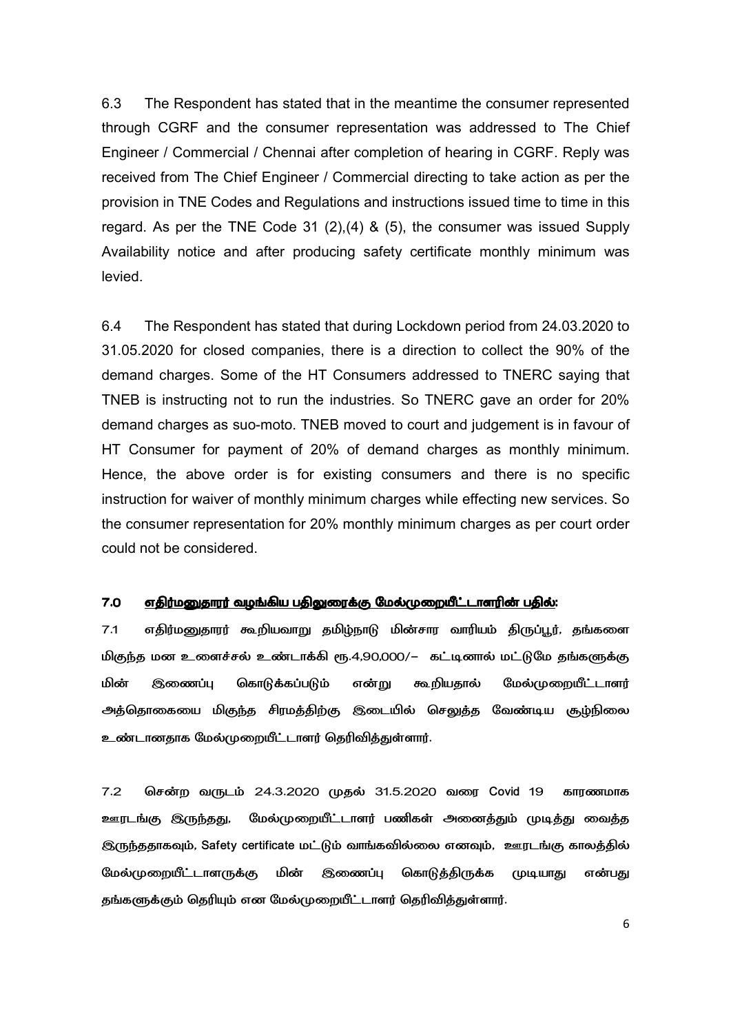6.3 The Respondent has stated that in the meantime the consumer represented through CGRF and the consumer representation was addressed to The Chief Engineer / Commercial / Chennai after completion of hearing in CGRF. Reply was received from The Chief Engineer / Commercial directing to take action as per the provision in TNE Codes and Regulations and instructions issued time to time in this regard. As per the TNE Code 31 (2),(4) & (5), the consumer was issued Supply Availability notice and after producing safety certificate monthly minimum was levied.

6.4 The Respondent has stated that during Lockdown period from 24.03.2020 to 31.05.2020 for closed companies, there is a direction to collect the 90% of the demand charges. Some of the HT Consumers addressed to TNERC saying that TNEB is instructing not to run the industries. So TNERC gave an order for 20% demand charges as suo-moto. TNEB moved to court and judgement is in favour of HT Consumer for payment of 20% of demand charges as monthly minimum. Hence, the above order is for existing consumers and there is no specific instruction for waiver of monthly minimum charges while effecting new services. So the consumer representation for 20% monthly minimum charges as per court order could not be considered.

## 7.0 எதிர்மனுதாரர் வழங்கிய பதிலுரைக்கு மேல்முறையீட்டாளரின் பதில்:

7.1 எதிர்மனுதாரர் கூறியவாறு தமிழ்நாடு மின்சார வாரியம் திருப்பூர், தங்களை மிகுந்த மன உளைச்சல் உண்டாக்கி ரூ.4,90,000/- கட்டினால் மட்டுமே தங்களுக்கு மின் இணைப்பு கொடுக்கப்படும் என்று கூறியதால் மேல்முறையீட்டாளர் அத்தொகையை மிகுந்த சிரமத்திற்கு இடையில் செலுத்த வேண்டிய சூழ்நிலை உண்டானதாக மேல்முறையீட்டாளர் தெரிவித்துள்ளார்.

7.2 சென்ற வருடம் 24.3.2020 முதல் 31.5.2020 வரை Covid 19 காரணமாக ஊரடங்கு இருந்தது, மேல்முறையீட்டாளர் பணிகள் அனைத்தும் முடித்து வைத்த இருந்ததாகவும், Safety certificate மட்டும் வாங்கவில்லை எனவும், ஊரடங்கு காலத்தில் மேல்முறையீட்டாளருக்கு மின் இணைப்பு கொடுத்திருக்க முடியாது என்பது தங்களுக்கும் தெரியும் என மேல்முறையீட்டாளர் தெரிவித்துள்ளார்.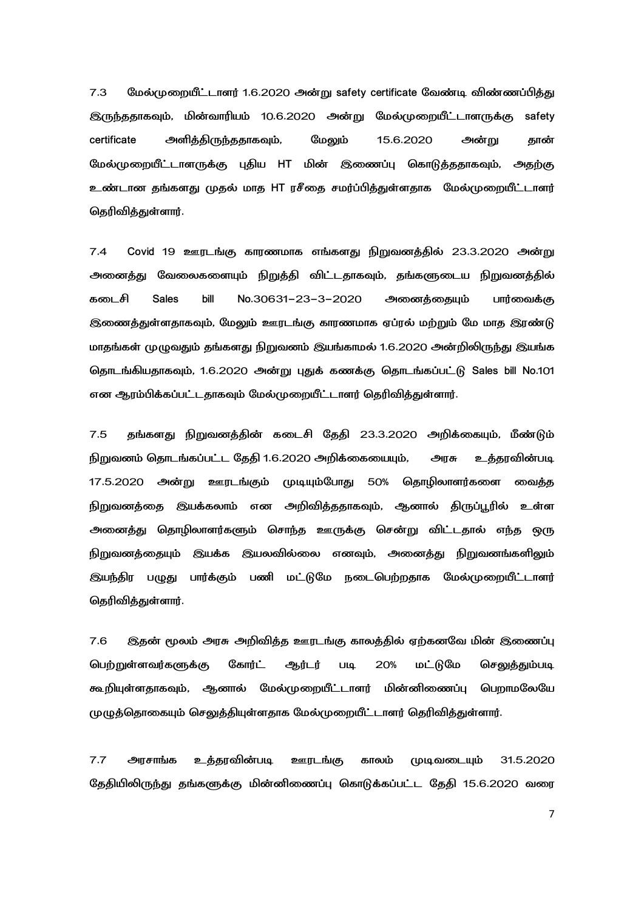7.3 மேல்முறையீட்டாளர் 1.6.2020 அன்று safety certificate வேண்டி விண்ணப்பித்து இருந்ததாகவும், மின்வாரியம் 10.6.2020 அன்று மேல்முறையீட்டாளருக்கு safety certificate அளித்திருந்ததாகவும், மேலும் 15.6.2020 அன்று தான் மேல்முறையீட்டாளருக்கு புதிய HT மின் இணைப்பு கொடுத்ததாகவும், அதற்கு உண்டான தங்களது முதல் மாத HT ரசீதை சமர்ப்பித்துள்ளதாக மேல்முறையீட்டாளர் தெரிவித்துள்ளார்.

7.4 Covid 19 ஊரடங்கு காரணமாக எங்களது நிறுவனத்தில் 23.3.2020 அன்று அனைத்து வேலைகளையும் நிறுத்தி விட்டதாகவும், தங்களுடைய நிறுவனத்தில் கடைசி Sales bill No.30631–23–3–2020 அனைத்தையும் பார்வைக்கு இணைத்துள்ளதாகவும், மேலும் ஊரடங்கு காரணமாக ஏப்ரல் மற்றும் மே மாத இரண்டு மாதங்கள் முழுவதும் தங்களது நிறுவனம் இயங்காமல் 1.6.2020 அன்றிலிருந்து இயங்க தொடங்கியதாகவும், 1.6.2020 அன்று புதுக் கணக்கு தொடங்கப்பட்டு Sales bill No.101 என ஆரம்பிக்கப்பட்டதாகவும் மேல்முறையீட்டாளர் தெரிவித்துள்ளார்.

7.5 தங்களது நிறுவனத்தின் கடைசி தேதி 23.3.2020 அறிக்கையும், மீண்டும் நிறுவனம் தொடங்கப்பட்ட தேதி 1.6.2020 அறிக்கையையும், அரசு உத்தரவின்படி 17.5.2020 அன்று ஊரடங்கும் முடியும்போது 50% தொழிலாளர்களை வைத்த நிறுவனத்தை இயக்கலாம் என அறிவித்ததாகவும், ஆனால் திருப்பூரில் உள்ள அனைத்து தொழிலாளர்களும் சொந்த ஊருக்கு சென்று விட்டதால் எந்த ஒரு நிறுவனத்தையும் இயக்க இயலவில்லை எனவும், அனைத்து நிறுவனங்களிலும் இயந்திர பழுது பார்க்கும் பணி மட்டுமே நடைபெற்றதாக மேல்முறையீட்டாளர் தெரிவித்துள்ளார்.

7.6 இதன் மூலம் அரசு அறிவித்த ஊரடங்கு காலத்தில் ஏற்கனவே மின் இணைப்பு பெற்றுள்ளவர்களுக்கு கோர்ட் ஆர்டர் படி 20% மட்டுமே செலுத்தும்படி கூறியுள்ளதாகவும், ஆனால் மேல்முறையீட்டாளர் மின்னிணைப்பு பெறாமலேயே முழுத்தொகையும் செலுத்தியுள்ளதாக மேல்முறையீட்டாளர் தெரிவித்துள்ளார்.

7.7 அரசாங்க உத்தரவின்படி ஊரடங்கு காலம் முடிவடையும் 31.5.2020 தேதியிலிருந்து தங்களுக்கு மின்னிணைப்பு கொடுக்கப்பட்ட தேதி 15.6.2020 வரை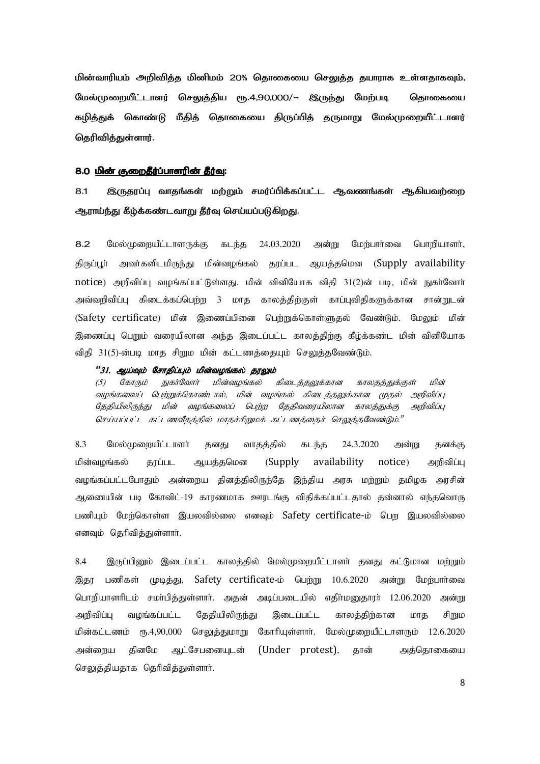**மின்வாரியம் அறிவித்த மினிமம் 20% தொகையை செலுத்த தயாராக உள்ளதாகவும், மேல்முறையீட்டாளர் செலுத்திய ரூ.4,90,000/- இருந்து மேற்படி தொகையை கழித்துக் கொண்டு மீதித் தொகையை திருப்பித் தருமாறு மேல்முறையீட்டாளர் தெரிவித்துள்ளார்.**

## 8.0 மின் குறைதீர்ப்பாளரின் தீர்வு:

**8.1 இருதரப்பு வாதங்கள் மற்றும் சமர்ப்பிக்கப்பட்ட ஆவணங்கள் ஆகியவற்றை ஆராய்ந்து கீழ்க்கண்டவாறு தீர்வு செய்யப்படுகிறது.**

8.2 மேல்முறையீட்டாளருக்கு கடந்த 24.03.2020 அன்று மேற்பார்வை பொறியாளர், திருப்பூர் அவர்களிடமிருந்து மின்வழங்கல் தரப்பட ஆயத்தமென (Supply availability notice) அறிவிப்பு வழங்கப்பட்டுள்ளது. மின் வினியோக விதி 31(2)ன் படி, மின் நுகர்வோர் அவ்வறிவிப்பு கிடைக்கப்பெற்ற 3 மாத காலத்திற்குள் காப்புவிதிகளுக்கான சான்றுடன் (Safety certificate) மின் இணைப்பினை பெற்றுக்கொள்ளுதல் வேண்டும். மேலும் மின் இணைப்பு பெறும் வரையிலான அந்த இடைப்பட்ட காலத்திற்கு கீழ்க்கண்ட மின் வினியோக விதி 31(5)-ன்படி மாத சிறும மின் கட்டணத்தையும் செலுத்தவேண்டும்.

> ***"31. ஆய்வும் சோதிப்பும் மின்வழங்கல் தரலும்***
> *(5) கோரும் நுகர்வோர் மின்வழங்கல் கிடைத்தலுக்கான காலதத்துக்குள் மின் வழங்கலைப் பெற்றுக்கொண்டால், மின் வழங்கல் கிடைத்தலுக்கான முதல் அறிவிப்பு தேதியிலிருந்து மின் வழங்கலைப் பெற்ற தேதிவரையிலான காலத்துக்கு அறிவிப்பு செய்யப்பட்ட கட்டணவீதத்தில் மாதச்சிறுமக் கட்டணத்தைச் செலுத்தவேண்டும்."*

8.3 மேல்முறையீட்டாளர் தனது வாதத்தில் கடந்த 24.3.2020 அன்று தனக்கு மின்வழங்கல் தரப்பட ஆயத்தமென (Supply availability notice) அறிவிப்பு வழங்கப்பட்டபோதும் அன்றைய தினத்திலிருந்தே இந்திய அரசு மற்றும் தமிழக அரசின் ஆணையின் படி கோவிட்-19 காரணமாக ஊரடங்கு விதிக்கப்பட்டதால் தன்னால் எந்தவொரு பணியும் மேற்கொள்ள இயலவில்லை எனவும் Safety certificate-ம் பெற இயலவில்லை எனவும் தெரிவித்துள்ளார்.

8.4 இருப்பினும் இடைப்பட்ட காலத்தில் மேல்முறையீட்டாளர் தனது கட்டுமான மற்றும் இதர பணிகள் முடித்து, Safety certificate-ம் பெற்று 10.6.2020 அன்று மேற்பார்வை பொறியாளரிடம் சமர்பித்துள்ளார். அதன் அடிப்படையில் எதிர்மனுதாரர் 12.06.2020 அன்று அறிவிப்பு வழங்கப்பட்ட தேதியிலிருந்து இடைப்பட்ட காலத்திற்கான மாத சிறும மின்கட்டணம் ரூ.4,90,000 செலுத்துமாறு கோரியுள்ளார். மேல்முறையீட்டாளரும் 12.6.2020 அன்றைய தினமே ஆட்சேபனையுடன் (Under protest), தான் அத்தொகையை செலுத்தியதாக தெரிவித்துள்ளார்.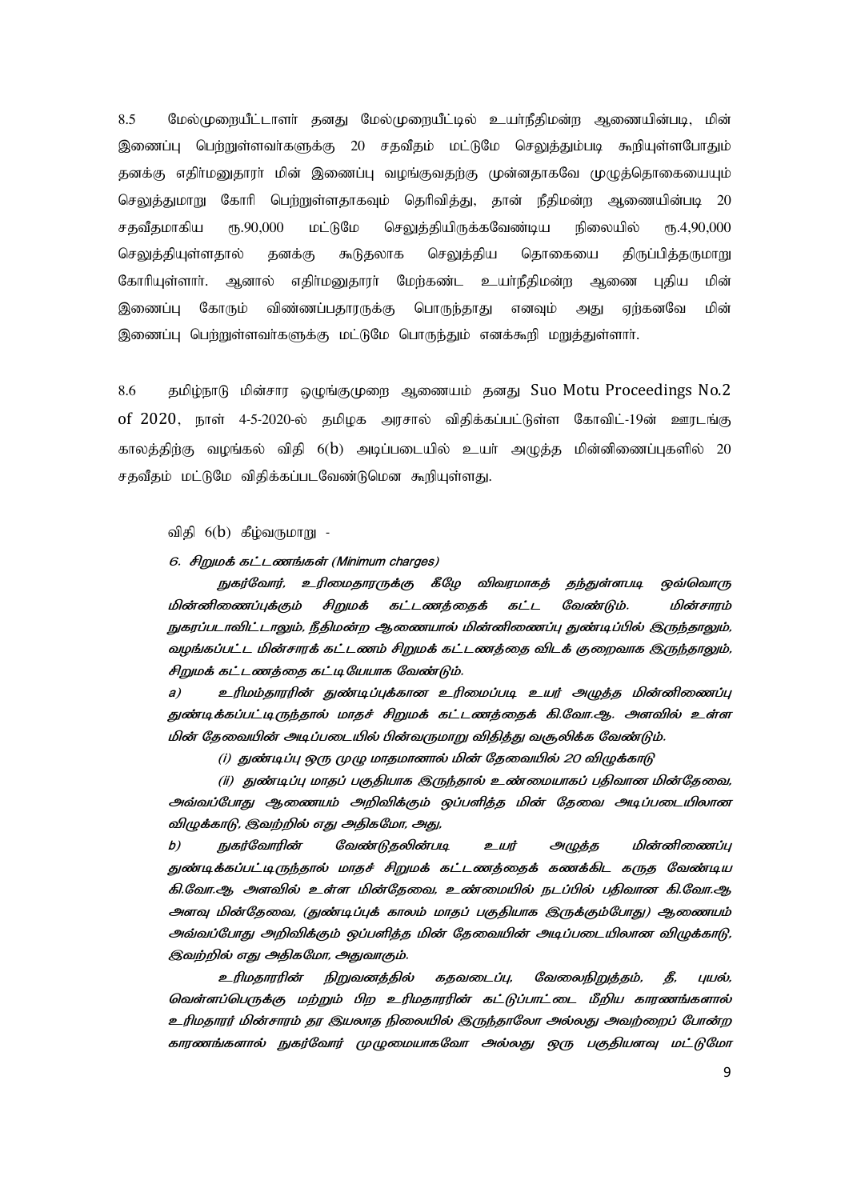8.5 மேல்முறையீட்டாளர் தனது மேல்முறையீட்டில் உயர்நீதிமன்ற ஆணையின்படி, மின் இணைப்பு பெற்றுள்ளவர்களுக்கு 20 சதவீதம் மட்டுமே செலுத்தும்படி கூறியுள்ளபோதும் தனக்கு எதிர்மனுதாரர் மின் இணைப்பு வழங்குவதற்கு முன்னதாகவே முழுத்தொகையையும் செலுத்துமாறு கோரி பெற்றுள்ளதாகவும் தெரிவித்து, தான் நீதிமன்ற ஆணையின்படி 20 சதவீதமாகிய ரூ.90,000 மட்டுமே செலுத்தியிருக்கவேண்டிய நிலையில் ரூ.4,90,000 செலுத்தியுள்ளதால் தனக்கு கூடுதலாக செலுத்திய தொகையை திருப்பித்தருமாறு கோரியுள்ளார். ஆனால் எதிர்மனுதாரர் மேற்கண்ட உயர்நீதிமன்ற ஆணை புதிய மின் இணைப்பு கோரும் விண்ணப்பதாரருக்கு பொருந்தாது எனவும் அது ஏற்கனவே மின் இணைப்பு பெற்றுள்ளவர்களுக்கு மட்டுமே பொருந்தும் எனக்கூறி மறுத்துள்ளார்.

8.6 தமிழ்நாடு மின்சார ஒழுங்குமுறை ஆணையம் தனது Suo Motu Proceedings No.2 of 2020, நாள் 4-5-2020-ல் தமிழக அரசால் விதிக்கப்பட்டுள்ள கோவிட்-19ன் ஊரடங்கு காலத்திற்கு வழங்கல் விதி 6(b) அடிப்படையில் உயர் அழுத்த மின்னிணைப்புகளில் 20 சதவீதம் மட்டுமே விதிக்கப்படவேண்டுமென கூறியுள்ளது.

விதி 6(b) கீழ்வருமாறு -

*6. சிறுமக் கட்டணங்கள் (Minimum charges)*

*நுகர்வோர், உரிமைதாரருக்கு கீழே விவரமாகத் தந்துள்ளபடி ஒவ்வொரு மின்னிணைப்புக்கும் சிறுமக் கட்டணத்தைக் கட்ட வேண்டும். மின்சாரம் நுகரப்படாவிட்டாலும், நீதிமன்ற ஆணையால் மின்னிணைப்பு துண்டிப்பில் இருந்தாலும், வழங்கப்பட்ட மின்சாரக் கட்டணம் சிறுமக் கட்டணத்தை விடக் குறைவாக இருந்தாலும், சிறுமக் கட்டணத்தை கட்டியேயாக வேண்டும்.*

*a) உரிமம்தாரரின் துண்டிப்புக்கான உரிமைப்படி உயர் அழுத்த மின்னிணைப்பு துண்டிக்கப்பட்டிருந்தால் மாதச் சிறுமக் கட்டணத்தைக் கி.வோ.ஆ. அளவில் உள்ள மின் தேவையின் அடிப்படையில் பின்வருமாறு விதித்து வசூலிக்க வேண்டும்.*

*(i) துண்டிப்பு ஒரு முழு மாதமானால் மின் தேவையில் 20 விழுக்காடு*

*(ii) துண்டிப்பு மாதப் பகுதியாக இருந்தால் உண்மையாகப் பதிவான மின்தேவை, அவ்வப்போது ஆணையம் அறிவிக்கும் ஒப்பளித்த மின் தேவை அடிப்படையிலான விழுக்காடு, இவற்றில் எது அதிகமோ, அது,*

*b) நுகர்வோரின் வேண்டுதலின்படி உயர் அழுத்த மின்னிணைப்பு துண்டிக்கப்பட்டிருந்தால் மாதச் சிறுமக் கட்டணத்தைக் கணக்கிட கருத வேண்டிய கி.வோ.ஆ அளவில் உள்ள மின்தேவை, உண்மையில் நடப்பில் பதிவான கி.வோ.ஆ அளவு மின்தேவை, (துண்டிப்புக் காலம் மாதப் பகுதியாக இருக்கும்போது) ஆணையம் அவ்வப்போது அறிவிக்கும் ஒப்பளித்த மின் தேவையின் அடிப்படையிலான விழுக்காடு, இவற்றில் எது அதிகமோ, அதுவாகும்.*

*உரிமதாரரின் நிறுவனத்தில் கதவடைப்பு, வேலைநிறுத்தம், தீ, புயல், வெள்ளப்பெருக்கு மற்றும் பிற உரிமதாரரின் கட்டுப்பாட்டை மீறிய காரணங்களால் உரிமதாரர் மின்சாரம் தர இயலாத நிலையில் இருந்தாலோ அல்லது அவற்றைப் போன்ற காரணங்களால் நுகர்வோர் முழுமையாகவோ அல்லது ஒரு பகுதியளவு மட்டுமோ*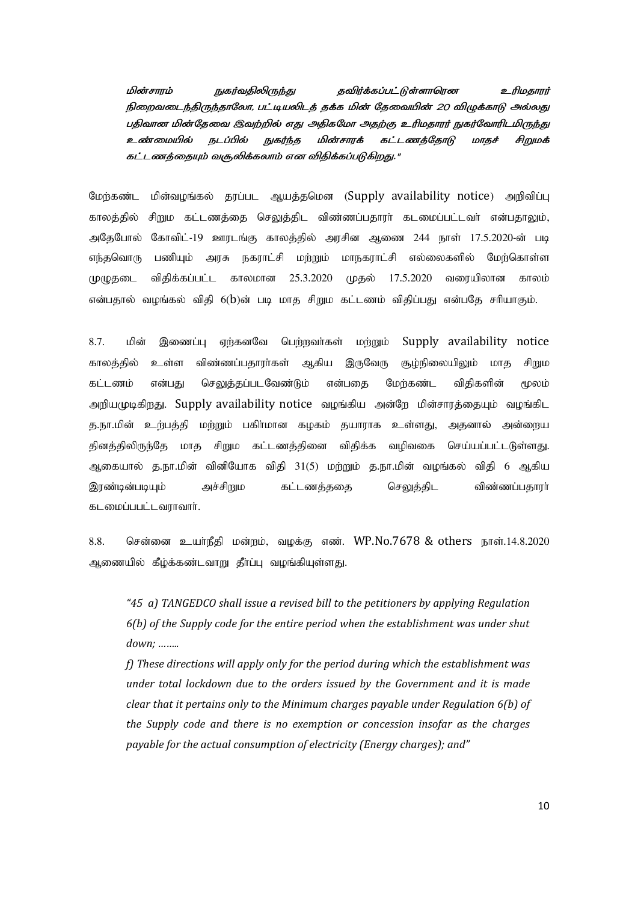*மின்சாரம் நுகர்வதிலிருந்து தவிர்க்கப்பட்டுள்ளாரென உரிமதாரர் நிறைவடைந்திருந்தாலோ, பட்டியலிடத் தக்க மின் தேவையின் 20 விழுக்காடு அல்லது பதிவான மின்தேவை இவற்றில் எது அதிகமோ அதற்கு உரிமதாரர் நுகர்வோரிடமிருந்து உண்மையில் நடப்பில் நுகர்ந்த மின்சாரக் கட்டணத்தோடு மாதச் சிறுமக் கட்டணத்தையும் வசூலிக்கலாம் என விதிக்கப்படுகிறது."*

மேற்கண்ட மின்வழங்கல் தரப்பட ஆயத்தமென (Supply availability notice) அறிவிப்பு காலத்தில் சிறும கட்டணத்தை செலுத்திட விண்ணப்பதாரர் கடமைப்பட்டவர் என்பதாலும், அதேபோல் கோவிட்-19 ஊரடங்கு காலத்தில் அரசின ஆணை 244 நாள் 17.5.2020-ன் படி எந்தவொரு பணியும் அரசு நகராட்சி மற்றும் மாநகராட்சி எல்லைகளில் மேற்கொள்ள முழுதடை விதிக்கப்பட்ட காலமான 25.3.2020 முதல் 17.5.2020 வரையிலான காலம் என்பதால் வழங்கல் விதி 6(b)ன் படி மாத சிறும கட்டணம் விதிப்பது என்பதே சரியாகும்.

8.7. மின் இணைப்பு ஏற்கனவே பெற்றவர்கள் மற்றும் Supply availability notice காலத்தில் உள்ள விண்ணப்பதாரர்கள் ஆகிய இருவேரு சூழ்நிலையிலும் மாத சிறும கட்டணம் என்பது செலுத்தப்படவேண்டும் என்பதை மேற்கண்ட விதிகளின் மூலம் அறியமுடிகிறது. Supply availability notice வழங்கிய அன்றே மின்சாரத்தையும் வழங்கிட த.நா.மின் உற்பத்தி மற்றும் பகிர்மான கழகம் தயாராக உள்ளது, அதனால் அன்றைய தினத்திலிருந்தே மாத சிறும கட்டணத்தினை விதிக்க வழிவகை செய்யப்பட்டடுள்ளது. ஆகையால் த.நா.மின் வினியோக விதி 31(5) மற்றும் த.நா.மின் வழங்கல் விதி 6 ஆகிய இரண்டின்படியும் அச்சிறும கட்டணத்ததை செலுத்திட விண்ணப்பதாரர் கடமைப்பபட்டவராவார்.

8.8. சென்னை உயர்நீதி மன்றம், வழக்கு எண். WP.No.7678 & others நாள்.14.8.2020 ஆணையில் கீழ்க்கண்டவாறு தீர்ப்பு வழங்கியுள்ளது.

> *"45 a) TANGEDCO shall issue a revised bill to the petitioners by applying Regulation 6(b) of the Supply code for the entire period when the establishment was under shut down; ……..*
>
> *f) These directions will apply only for the period during which the establishment was under total lockdown due to the orders issued by the Government and it is made clear that it pertains only to the Minimum charges payable under Regulation 6(b) of the Supply code and there is no exemption or concession insofar as the charges payable for the actual consumption of electricity (Energy charges); and"*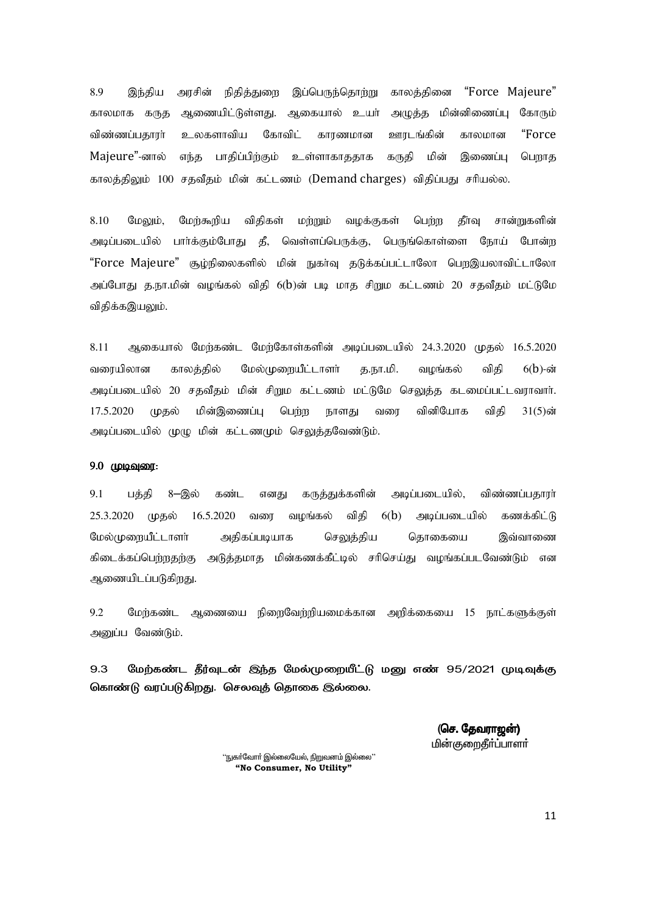8.9 இந்திய அரசின் நிதித்துறை இப்பெருந்தொற்று காலத்தினை "Force Majeure" காலமாக கருத ஆணையிட்டுள்ளது. ஆகையால் உயர் அழுத்த மின்னிணைப்பு கோரும் விண்ணப்பதாரர் உலகளாவிய கோவிட் காரணமான ஊரடங்கின் காலமான "Force Majeure"-னால் எந்த பாதிப்பிற்கும் உள்ளாகாததாக கருதி மின் இணைப்பு பெறாத காலத்திலும் 100 சதவீதம் மின் கட்டணம் (Demand charges) விதிப்பது சரியல்ல.

8.10 மேலும், மேற்கூறிய விதிகள் மற்றும் வழக்குகள் பெற்ற தீர்வு சான்றுகளின் அடிப்படையில் பார்க்கும்போது தீ, வெள்ளப்பெருக்கு, பெருங்கொள்ளை நோய் போன்ற "Force Majeure" சூழ்நிலைகளில் மின் நுகர்வு தடுக்கப்பட்டாலோ பெறஇயலாவிட்டாலோ அப்போது த.நா.மின் வழங்கல் விதி 6(b)ன் படி மாத சிறும கட்டணம் 20 சதவீதம் மட்டுமே விதிக்கஇயலும்.

8.11 ஆகையால் மேற்கண்ட மேற்கோள்களின் அடிப்படையில் 24.3.2020 முதல் 16.5.2020 வரையிலான காலத்தில் மேல்முறையீட்டாளர் த.நா.மி. வழங்கல் விதி 6(b)-ன் அடிப்படையில் 20 சதவீதம் மின் சிறும கட்டணம் மட்டுமே செலுத்த கடமைப்பட்டவராவார். 17.5.2020 முதல் மின்இணைப்பு பெற்ற நாளது வரை வினியோக விதி 31(5)ன் அடிப்படையில் முழு மின் கட்டணமும் செலுத்தவேண்டும்.

## 9.0 முடிவுரை:

9.1 பத்தி 8–இல் கண்ட எனது கருத்துக்களின் அடிப்படையில், விண்ணப்பதாரர் 25.3.2020 முதல் 16.5.2020 வரை வழங்கல் விதி 6(b) அடிப்படையில் கணக்கிட்டு மேல்முறையீட்டாளர் அதிகப்படியாக செலுத்திய தொகையை இவ்வாணை கிடைக்கப்பெற்றதற்கு அடுத்தமாத மின்கணக்கீட்டில் சரிசெய்து வழங்கப்படவேண்டும் என ஆணையிடப்படுகிறது.

9.2 மேற்கண்ட ஆணையை நிறைவேற்றியமைக்கான அறிக்கையை 15 நாட்களுக்குள் அனுப்ப வேண்டும்.

**9.3 மேற்கண்ட தீர்வுடன் இந்த மேல்முறையீட்டு மனு எண் 95/2021 முடிவுக்கு கொண்டு வரப்படுகிறது. செலவுத் தொகை இல்லை.**

**(செ. தேவராஜன்)**
மின்குறைதீர்ப்பாளர்

"நுகர்வோர் இல்லையேல், நிறுவனம் இல்லை"
**"No Consumer, No Utility"**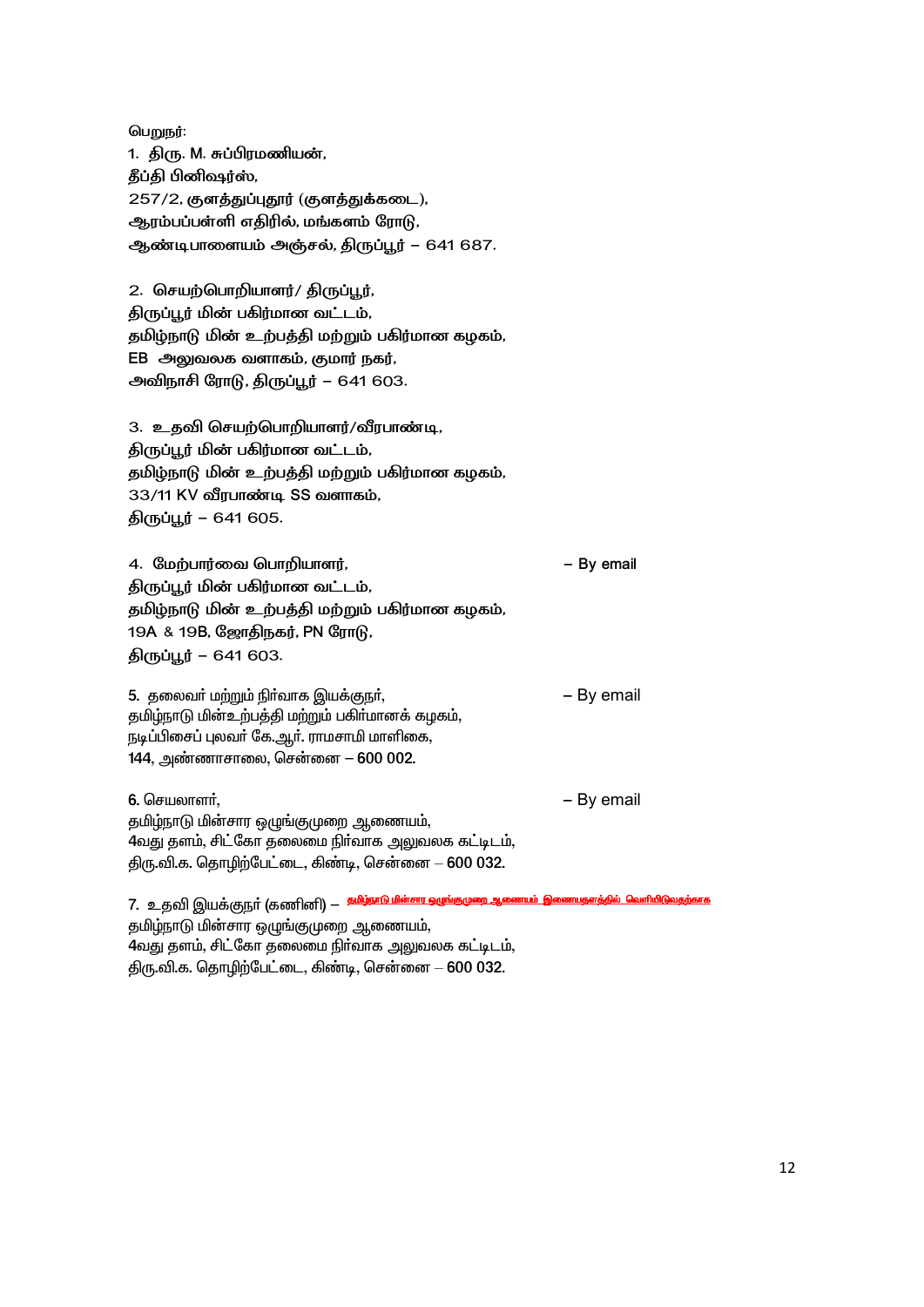பெறுநர்:

1. திரு. M. சுப்பிரமணியன்,
தீப்தி பினிஷர்ஸ்,
257/2, குளத்துப்புதூர் (குளத்துக்கடை),
ஆரம்பப்பள்ளி எதிரில், மங்களம் ரோடு,
ஆண்டிபாளையம் அஞ்சல், திருப்பூர் – 641 687.

2. செயற்பொறியாளர்/ திருப்பூர்,
திருப்பூர் மின் பகிர்மான வட்டம்,
தமிழ்நாடு மின் உற்பத்தி மற்றும் பகிர்மான கழகம்,
EB அலுவலக வளாகம், குமார் நகர்,
அவிநாசி ரோடு, திருப்பூர் – 641 603.

3. உதவி செயற்பொறியாளர்/வீரபாண்டி,
திருப்பூர் மின் பகிர்மான வட்டம்,
தமிழ்நாடு மின் உற்பத்தி மற்றும் பகிர்மான கழகம்,
33/11 KV வீரபாண்டி SS வளாகம்,
திருப்பூர் – 641 605.

4. மேற்பார்வை பொறியாளர், – By email
திருப்பூர் மின் பகிர்மான வட்டம்,
தமிழ்நாடு மின் உற்பத்தி மற்றும் பகிர்மான கழகம்,
19A & 19B, ஜோதிநகர், PN ரோடு,
திருப்பூர் – 641 603.

5. தலைவர் மற்றும் நிர்வாக இயக்குநர், – By email
தமிழ்நாடு மின்உற்பத்தி மற்றும் பகிர்மானக் கழகம்,
நடிப்பிசைப் புலவர் கே.ஆர். ராமசாமி மாளிகை,
144, அண்ணாசாலை, சென்னை – 600 002.

6. செயலாளர், – By email
தமிழ்நாடு மின்சார ஒழுங்குமுறை ஆணையம்,
4வது தளம், சிட்கோ தலைமை நிர்வாக அலுவலக கட்டிடம்,
திரு.வி.க. தொழிற்பேட்டை, கிண்டி, சென்னை – 600 032.

7. உதவி இயக்குநர் (கணினி) – தமிழ்நாடு மின்சார ஒழுங்குமுறை ஆணையம் இணையதளத்தில் வெளியிடுவதற்காக
தமிழ்நாடு மின்சார ஒழுங்குமுறை ஆணையம்,
4வது தளம், சிட்கோ தலைமை நிர்வாக அலுவலக கட்டிடம்,
திரு.வி.க. தொழிற்பேட்டை, கிண்டி, சென்னை – 600 032.